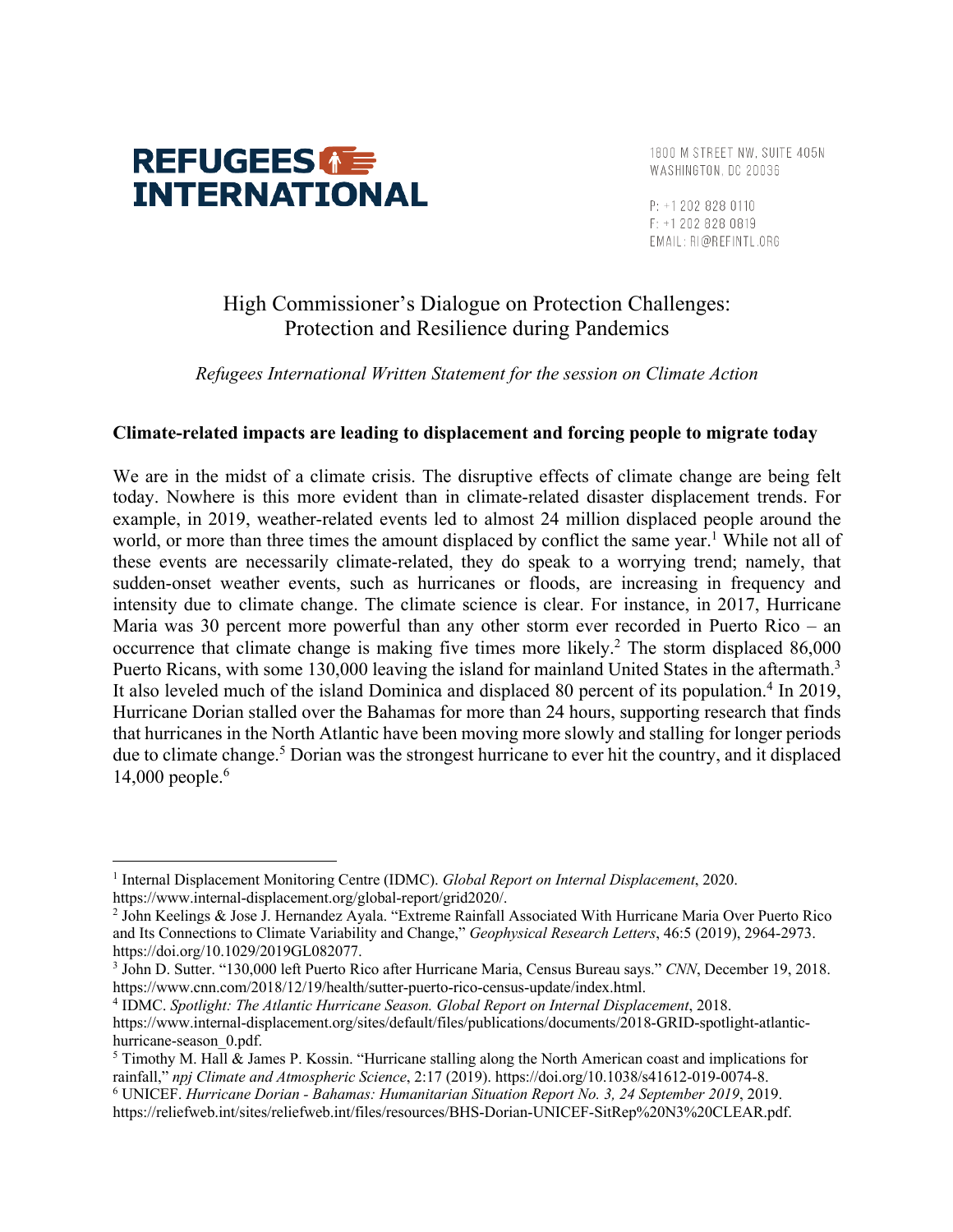**REFUGEES INTERNATIONAL**

1800 M STREET NW, SUITE 405N
WASHINGTON, DC 20036

P: +1 202 828 0110
F: +1 202 828 0819
EMAIL: RI@REFINTL.ORG

# High Commissioner's Dialogue on Protection Challenges: Protection and Resilience during Pandemics

*Refugees International Written Statement for the session on Climate Action*

## Climate-related impacts are leading to displacement and forcing people to migrate today

We are in the midst of a climate crisis. The disruptive effects of climate change are being felt today. Nowhere is this more evident than in climate-related disaster displacement trends. For example, in 2019, weather-related events led to almost 24 million displaced people around the world, or more than three times the amount displaced by conflict the same year.[1] While not all of these events are necessarily climate-related, they do speak to a worrying trend; namely, that sudden-onset weather events, such as hurricanes or floods, are increasing in frequency and intensity due to climate change. The climate science is clear. For instance, in 2017, Hurricane Maria was 30 percent more powerful than any other storm ever recorded in Puerto Rico – an occurrence that climate change is making five times more likely.[2] The storm displaced 86,000 Puerto Ricans, with some 130,000 leaving the island for mainland United States in the aftermath.[3] It also leveled much of the island Dominica and displaced 80 percent of its population.[4] In 2019, Hurricane Dorian stalled over the Bahamas for more than 24 hours, supporting research that finds that hurricanes in the North Atlantic have been moving more slowly and stalling for longer periods due to climate change.[5] Dorian was the strongest hurricane to ever hit the country, and it displaced 14,000 people.[6]

---

[1] Internal Displacement Monitoring Centre (IDMC). *Global Report on Internal Displacement*, 2020. https://www.internal-displacement.org/global-report/grid2020/.

[2] John Keelings & Jose J. Hernandez Ayala. "Extreme Rainfall Associated With Hurricane Maria Over Puerto Rico and Its Connections to Climate Variability and Change," *Geophysical Research Letters*, 46:5 (2019), 2964-2973. https://doi.org/10.1029/2019GL082077.

[3] John D. Sutter. "130,000 left Puerto Rico after Hurricane Maria, Census Bureau says." *CNN*, December 19, 2018. https://www.cnn.com/2018/12/19/health/sutter-puerto-rico-census-update/index.html.

[4] IDMC. *Spotlight: The Atlantic Hurricane Season. Global Report on Internal Displacement*, 2018. https://www.internal-displacement.org/sites/default/files/publications/documents/2018-GRID-spotlight-atlantic-hurricane-season_0.pdf.

[5] Timothy M. Hall & James P. Kossin. "Hurricane stalling along the North American coast and implications for rainfall," *npj Climate and Atmospheric Science*, 2:17 (2019). https://doi.org/10.1038/s41612-019-0074-8.

[6] UNICEF. *Hurricane Dorian - Bahamas: Humanitarian Situation Report No. 3, 24 September 2019*, 2019. https://reliefweb.int/sites/reliefweb.int/files/resources/BHS-Dorian-UNICEF-SitRep%20N3%20CLEAR.pdf.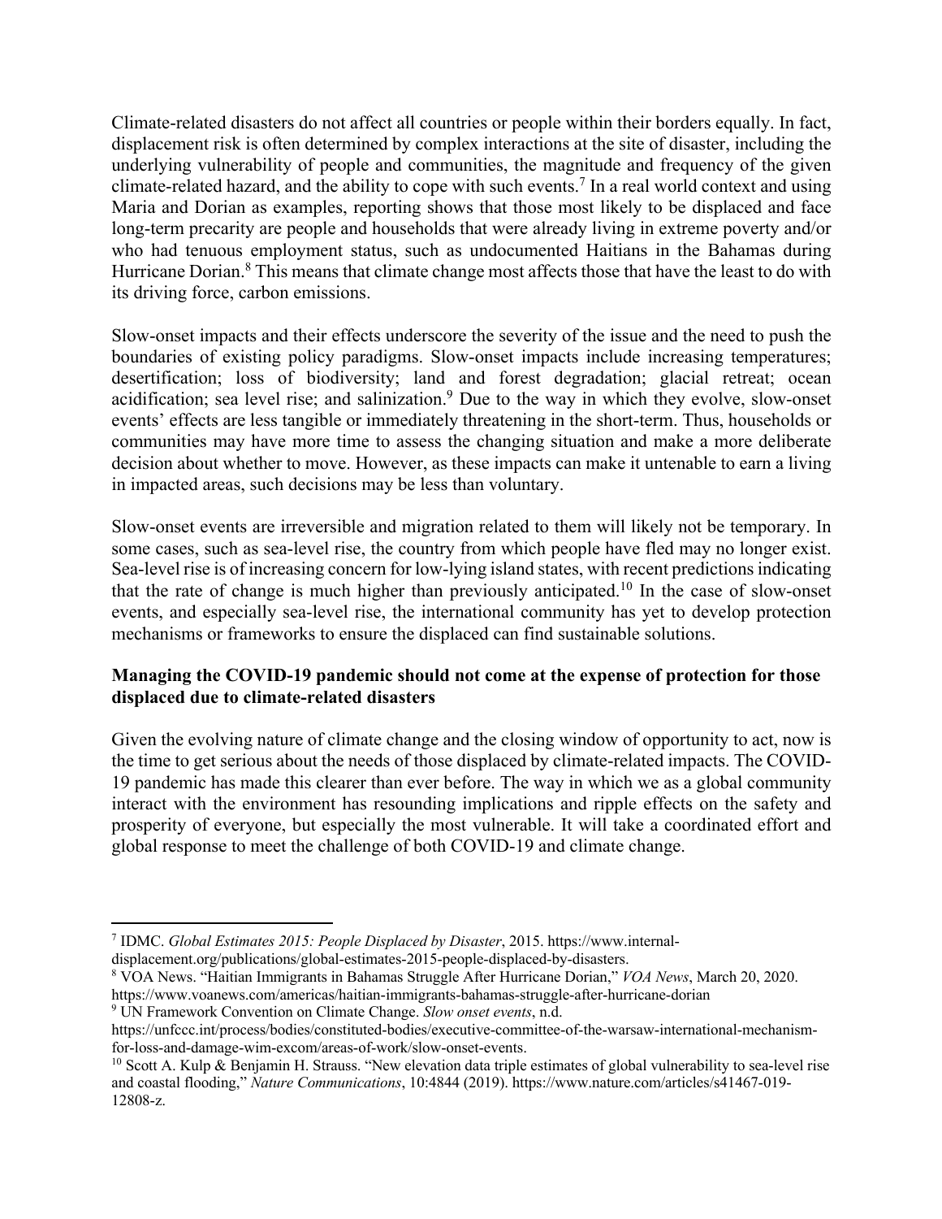Climate-related disasters do not affect all countries or people within their borders equally. In fact, displacement risk is often determined by complex interactions at the site of disaster, including the underlying vulnerability of people and communities, the magnitude and frequency of the given climate-related hazard, and the ability to cope with such events.[7] In a real world context and using Maria and Dorian as examples, reporting shows that those most likely to be displaced and face long-term precarity are people and households that were already living in extreme poverty and/or who had tenuous employment status, such as undocumented Haitians in the Bahamas during Hurricane Dorian.[8] This means that climate change most affects those that have the least to do with its driving force, carbon emissions.

Slow-onset impacts and their effects underscore the severity of the issue and the need to push the boundaries of existing policy paradigms. Slow-onset impacts include increasing temperatures; desertification; loss of biodiversity; land and forest degradation; glacial retreat; ocean acidification; sea level rise; and salinization.[9] Due to the way in which they evolve, slow-onset events' effects are less tangible or immediately threatening in the short-term. Thus, households or communities may have more time to assess the changing situation and make a more deliberate decision about whether to move. However, as these impacts can make it untenable to earn a living in impacted areas, such decisions may be less than voluntary.

Slow-onset events are irreversible and migration related to them will likely not be temporary. In some cases, such as sea-level rise, the country from which people have fled may no longer exist. Sea-level rise is of increasing concern for low-lying island states, with recent predictions indicating that the rate of change is much higher than previously anticipated.[10] In the case of slow-onset events, and especially sea-level rise, the international community has yet to develop protection mechanisms or frameworks to ensure the displaced can find sustainable solutions.

**Managing the COVID-19 pandemic should not come at the expense of protection for those displaced due to climate-related disasters**

Given the evolving nature of climate change and the closing window of opportunity to act, now is the time to get serious about the needs of those displaced by climate-related impacts. The COVID-19 pandemic has made this clearer than ever before. The way in which we as a global community interact with the environment has resounding implications and ripple effects on the safety and prosperity of everyone, but especially the most vulnerable. It will take a coordinated effort and global response to meet the challenge of both COVID-19 and climate change.

---

[7] IDMC. *Global Estimates 2015: People Displaced by Disaster*, 2015. https://www.internal-displacement.org/publications/global-estimates-2015-people-displaced-by-disasters.

[8] VOA News. "Haitian Immigrants in Bahamas Struggle After Hurricane Dorian," *VOA News*, March 20, 2020. https://www.voanews.com/americas/haitian-immigrants-bahamas-struggle-after-hurricane-dorian

[9] UN Framework Convention on Climate Change. *Slow onset events*, n.d. https://unfccc.int/process/bodies/constituted-bodies/executive-committee-of-the-warsaw-international-mechanism-for-loss-and-damage-wim-excom/areas-of-work/slow-onset-events.

[10] Scott A. Kulp & Benjamin H. Strauss. "New elevation data triple estimates of global vulnerability to sea-level rise and coastal flooding," *Nature Communications*, 10:4844 (2019). https://www.nature.com/articles/s41467-019-12808-z.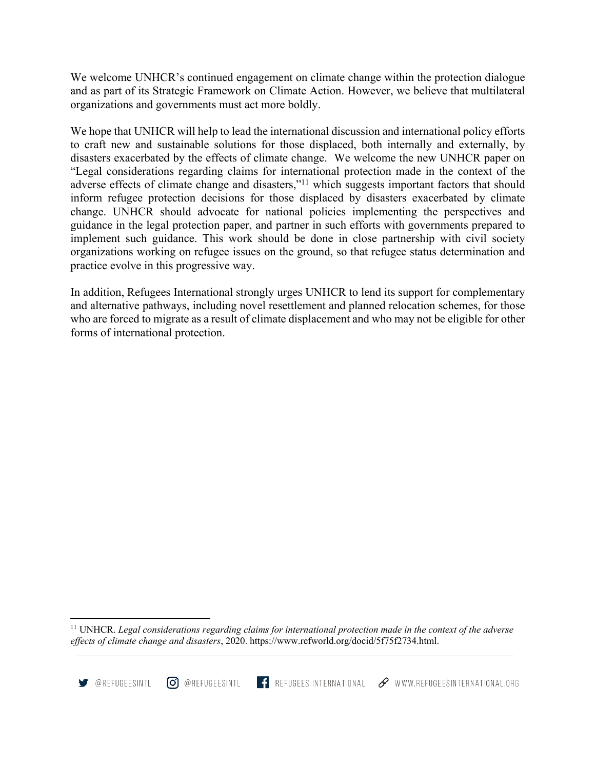We welcome UNHCR's continued engagement on climate change within the protection dialogue and as part of its Strategic Framework on Climate Action. However, we believe that multilateral organizations and governments must act more boldly.

We hope that UNHCR will help to lead the international discussion and international policy efforts to craft new and sustainable solutions for those displaced, both internally and externally, by disasters exacerbated by the effects of climate change. We welcome the new UNHCR paper on "Legal considerations regarding claims for international protection made in the context of the adverse effects of climate change and disasters,"[11] which suggests important factors that should inform refugee protection decisions for those displaced by disasters exacerbated by climate change. UNHCR should advocate for national policies implementing the perspectives and guidance in the legal protection paper, and partner in such efforts with governments prepared to implement such guidance. This work should be done in close partnership with civil society organizations working on refugee issues on the ground, so that refugee status determination and practice evolve in this progressive way.

In addition, Refugees International strongly urges UNHCR to lend its support for complementary and alternative pathways, including novel resettlement and planned relocation schemes, for those who are forced to migrate as a result of climate displacement and who may not be eligible for other forms of international protection.

---

[11] UNHCR. *Legal considerations regarding claims for international protection made in the context of the adverse effects of climate change and disasters*, 2020. https://www.refworld.org/docid/5f75f2734.html.